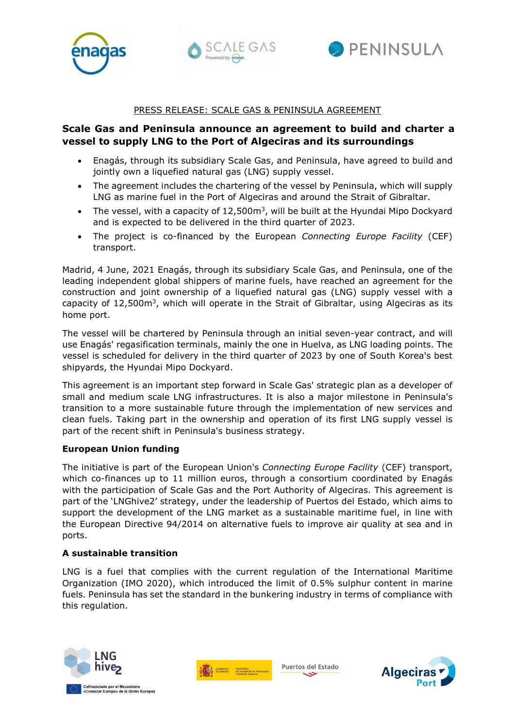PRESS RELEASE: SCALE GAS & PENINSULA AGREEMENT

## Scale Gas and Peninsula announce an agreement to build and charter a vessel to supply LNG to the Port of Algeciras and its surroundings

- Enagás, through its subsidiary Scale Gas, and Peninsula, have agreed to build and jointly own a liquefied natural gas (LNG) supply vessel.
- The agreement includes the chartering of the vessel by Peninsula, which will supply LNG as marine fuel in the Port of Algeciras and around the Strait of Gibraltar.
- The vessel, with a capacity of 12,500m$^3$, will be built at the Hyundai Mipo Dockyard and is expected to be delivered in the third quarter of 2023.
- The project is co-financed by the European *Connecting Europe Facility* (CEF) transport.

Madrid, 4 June, 2021 Enagás, through its subsidiary Scale Gas, and Peninsula, one of the leading independent global shippers of marine fuels, have reached an agreement for the construction and joint ownership of a liquefied natural gas (LNG) supply vessel with a capacity of 12,500m$^3$, which will operate in the Strait of Gibraltar, using Algeciras as its home port.

The vessel will be chartered by Peninsula through an initial seven-year contract, and will use Enagás' regasification terminals, mainly the one in Huelva, as LNG loading points. The vessel is scheduled for delivery in the third quarter of 2023 by one of South Korea's best shipyards, the Hyundai Mipo Dockyard.

This agreement is an important step forward in Scale Gas' strategic plan as a developer of small and medium scale LNG infrastructures. It is also a major milestone in Peninsula's transition to a more sustainable future through the implementation of new services and clean fuels. Taking part in the ownership and operation of its first LNG supply vessel is part of the recent shift in Peninsula's business strategy.

### European Union funding

The initiative is part of the European Union's *Connecting Europe Facility* (CEF) transport, which co-finances up to 11 million euros, through a consortium coordinated by Enagás with the participation of Scale Gas and the Port Authority of Algeciras. This agreement is part of the 'LNGhive2' strategy, under the leadership of Puertos del Estado, which aims to support the development of the LNG market as a sustainable maritime fuel, in line with the European Directive 94/2014 on alternative fuels to improve air quality at sea and in ports.

### A sustainable transition

LNG is a fuel that complies with the current regulation of the International Maritime Organization (IMO 2020), which introduced the limit of 0.5% sulphur content in marine fuels. Peninsula has set the standard in the bunkering industry in terms of compliance with this regulation.

Cofinanciado por el Mecanismo «Conectar Europa» de la Unión Europea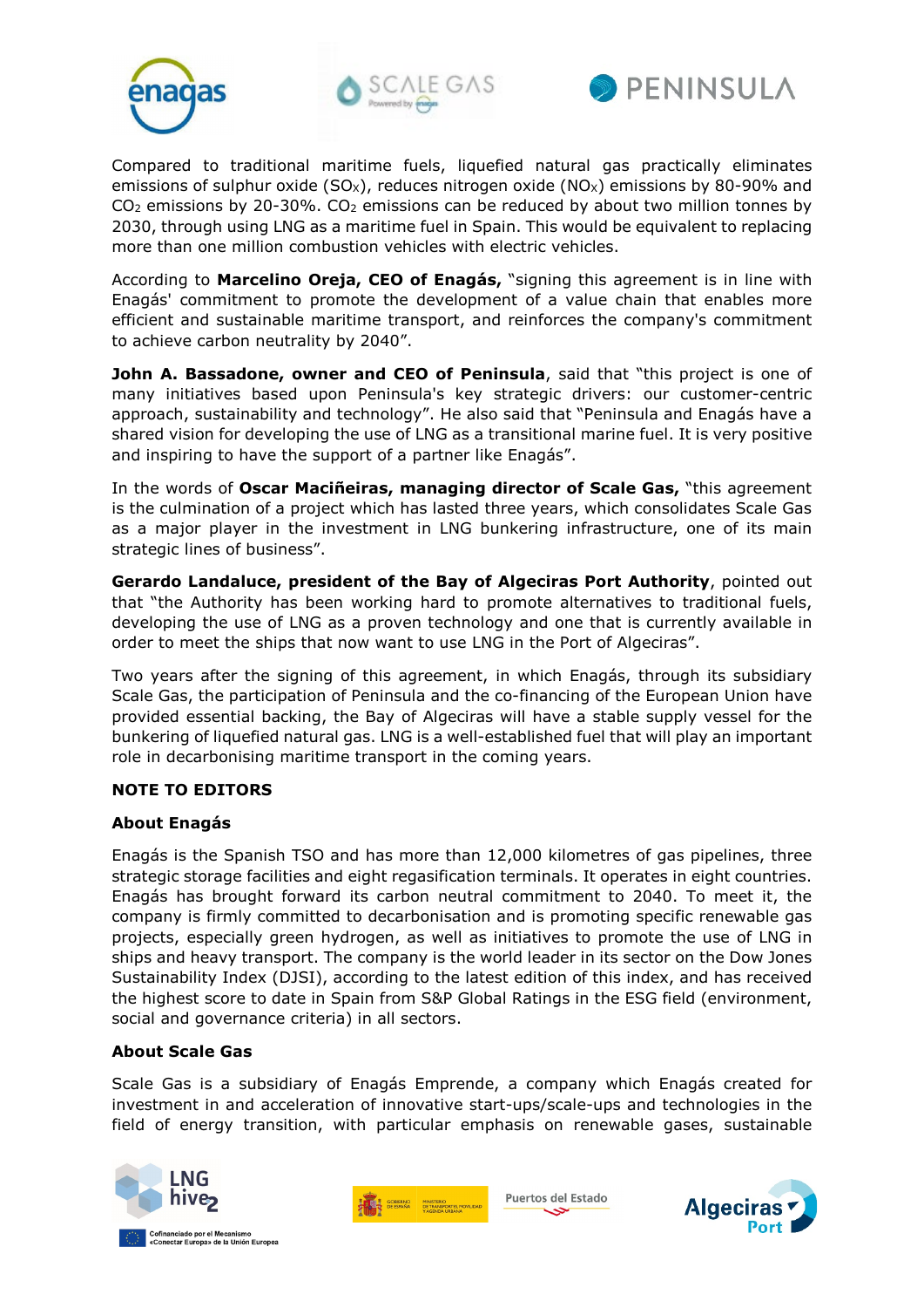Compared to traditional maritime fuels, liquefied natural gas practically eliminates emissions of sulphur oxide ($SO_X$), reduces nitrogen oxide ($NO_X$) emissions by 80-90% and $CO_2$ emissions by 20-30%. $CO_2$ emissions can be reduced by about two million tonnes by 2030, through using LNG as a maritime fuel in Spain. This would be equivalent to replacing more than one million combustion vehicles with electric vehicles.

According to **Marcelino Oreja, CEO of Enagás,** "signing this agreement is in line with Enagás' commitment to promote the development of a value chain that enables more efficient and sustainable maritime transport, and reinforces the company's commitment to achieve carbon neutrality by 2040".

**John A. Bassadone, owner and CEO of Peninsula**, said that "this project is one of many initiatives based upon Peninsula's key strategic drivers: our customer-centric approach, sustainability and technology". He also said that "Peninsula and Enagás have a shared vision for developing the use of LNG as a transitional marine fuel. It is very positive and inspiring to have the support of a partner like Enagás".

In the words of **Oscar Maciñeiras, managing director of Scale Gas,** "this agreement is the culmination of a project which has lasted three years, which consolidates Scale Gas as a major player in the investment in LNG bunkering infrastructure, one of its main strategic lines of business".

**Gerardo Landaluce, president of the Bay of Algeciras Port Authority**, pointed out that "the Authority has been working hard to promote alternatives to traditional fuels, developing the use of LNG as a proven technology and one that is currently available in order to meet the ships that now want to use LNG in the Port of Algeciras".

Two years after the signing of this agreement, in which Enagás, through its subsidiary Scale Gas, the participation of Peninsula and the co-financing of the European Union have provided essential backing, the Bay of Algeciras will have a stable supply vessel for the bunkering of liquefied natural gas. LNG is a well-established fuel that will play an important role in decarbonising maritime transport in the coming years.

## NOTE TO EDITORS

### About Enagás

Enagás is the Spanish TSO and has more than 12,000 kilometres of gas pipelines, three strategic storage facilities and eight regasification terminals. It operates in eight countries. Enagás has brought forward its carbon neutral commitment to 2040. To meet it, the company is firmly committed to decarbonisation and is promoting specific renewable gas projects, especially green hydrogen, as well as initiatives to promote the use of LNG in ships and heavy transport. The company is the world leader in its sector on the Dow Jones Sustainability Index (DJSI), according to the latest edition of this index, and has received the highest score to date in Spain from S&P Global Ratings in the ESG field (environment, social and governance criteria) in all sectors.

### About Scale Gas

Scale Gas is a subsidiary of Enagás Emprende, a company which Enagás created for investment in and acceleration of innovative start-ups/scale-ups and technologies in the field of energy transition, with particular emphasis on renewable gases, sustainable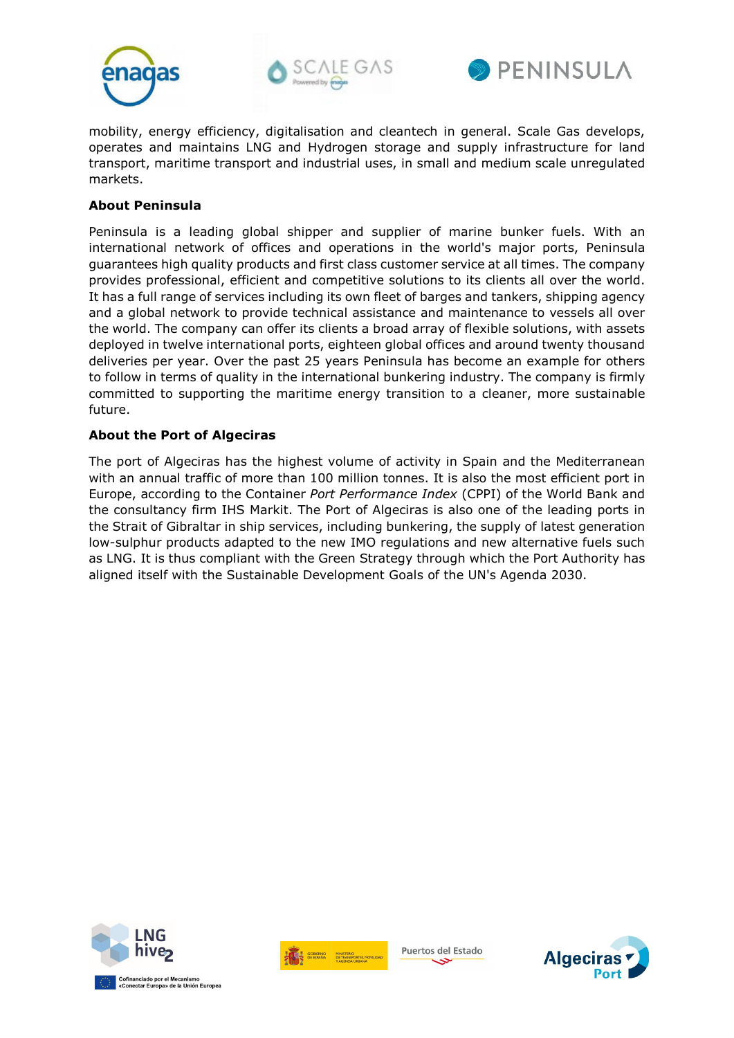mobility, energy efficiency, digitalisation and cleantech in general. Scale Gas develops, operates and maintains LNG and Hydrogen storage and supply infrastructure for land transport, maritime transport and industrial uses, in small and medium scale unregulated markets.

**About Peninsula**

Peninsula is a leading global shipper and supplier of marine bunker fuels. With an international network of offices and operations in the world's major ports, Peninsula guarantees high quality products and first class customer service at all times. The company provides professional, efficient and competitive solutions to its clients all over the world. It has a full range of services including its own fleet of barges and tankers, shipping agency and a global network to provide technical assistance and maintenance to vessels all over the world. The company can offer its clients a broad array of flexible solutions, with assets deployed in twelve international ports, eighteen global offices and around twenty thousand deliveries per year. Over the past 25 years Peninsula has become an example for others to follow in terms of quality in the international bunkering industry. The company is firmly committed to supporting the maritime energy transition to a cleaner, more sustainable future.

**About the Port of Algeciras**

The port of Algeciras has the highest volume of activity in Spain and the Mediterranean with an annual traffic of more than 100 million tonnes. It is also the most efficient port in Europe, according to the Container *Port Performance Index* (CPPI) of the World Bank and the consultancy firm IHS Markit. The Port of Algeciras is also one of the leading ports in the Strait of Gibraltar in ship services, including bunkering, the supply of latest generation low-sulphur products adapted to the new IMO regulations and new alternative fuels such as LNG. It is thus compliant with the Green Strategy through which the Port Authority has aligned itself with the Sustainable Development Goals of the UN's Agenda 2030.

Cofinanciado por el Mecanismo «Conectar Europa» de la Unión Europea